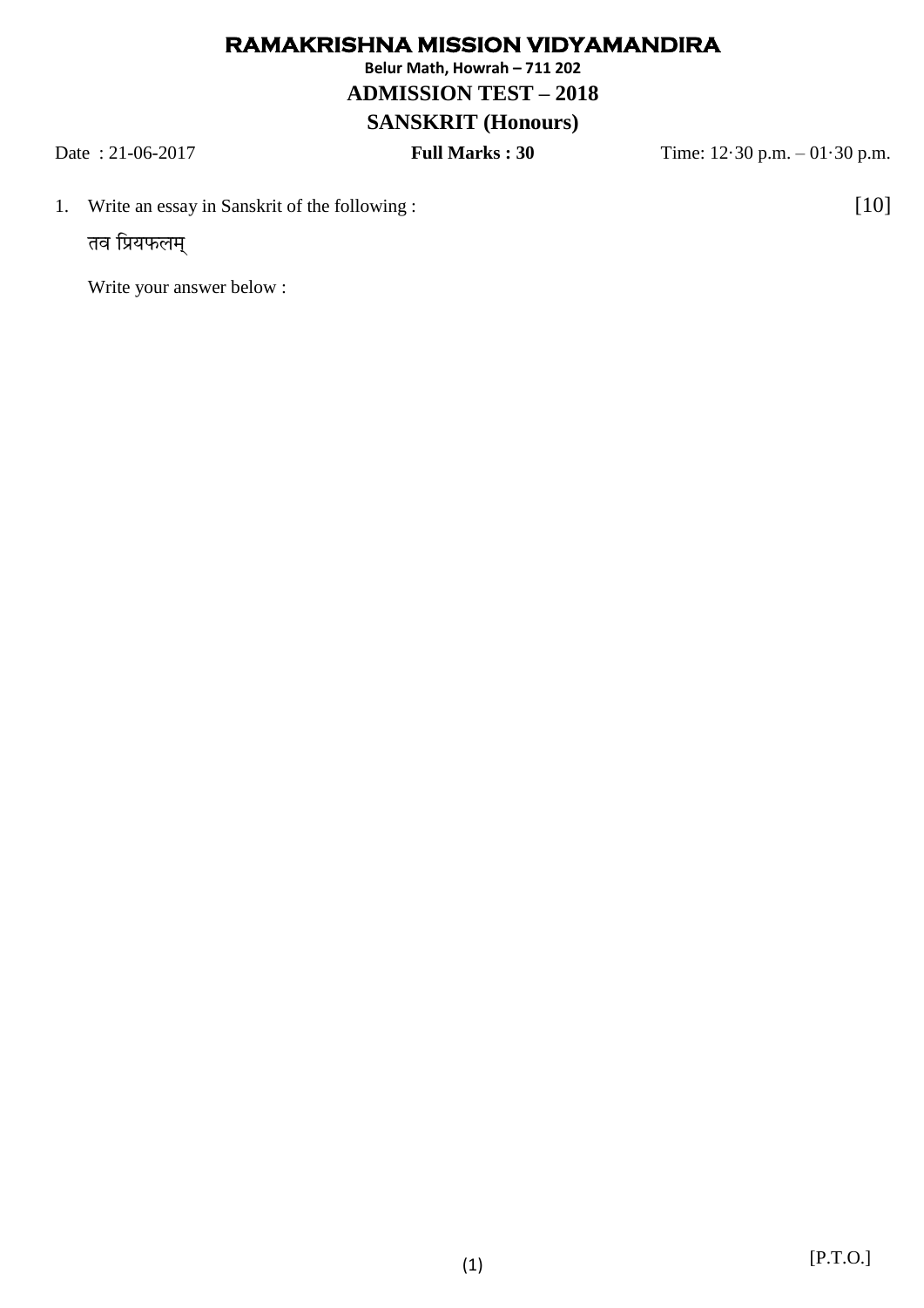# RAMAKRISHNA MISSION VIDYAMANDIRA

**Belur Math, Howrah – 711 202**

## ADMISSION TEST – 2018

## SANSKRIT (Honours)

Date : 21-06-2017 **Full Marks : 30** Time: 12·30 p.m. – 01·30 p.m.

1. Write an essay in Sanskrit of the following : [10]

   तव प्रियफलम्

   Write your answer below :

[P.T.O.]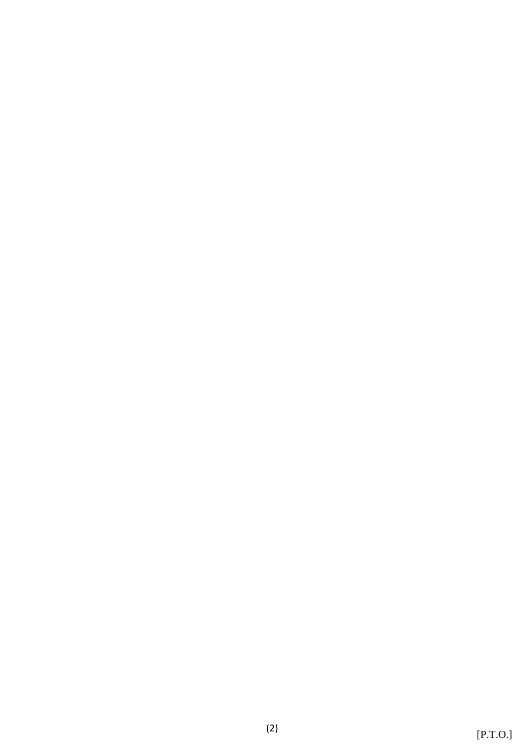[P.T.O.]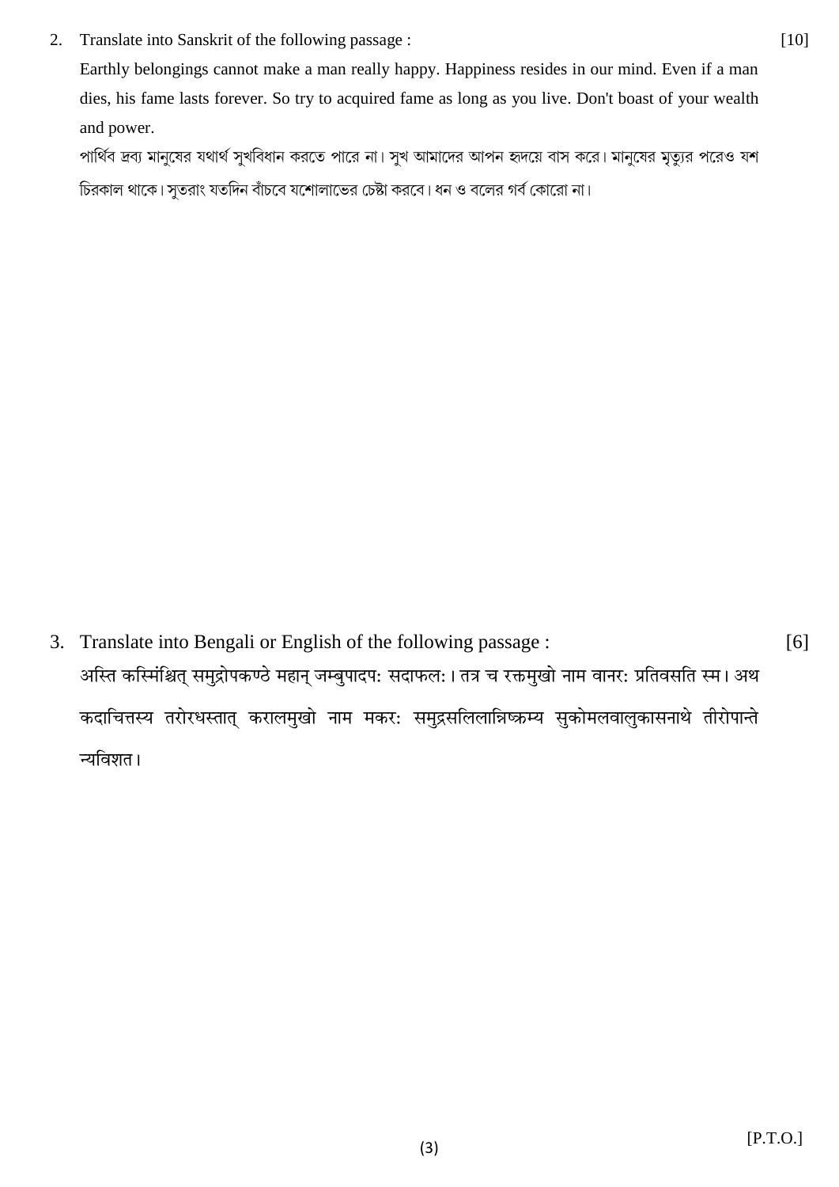2. Translate into Sanskrit of the following passage : [10]

Earthly belongings cannot make a man really happy. Happiness resides in our mind. Even if a man dies, his fame lasts forever. So try to acquired fame as long as you live. Don't boast of your wealth and power.

পার্থিব দ্রব্য মানুষের যথার্থ সুখবিধান করতে পারে না। সুখ আমাদের আপন হৃদয়ে বাস করে। মানুষের মৃত্যুর পরেও যশ চিরকাল থাকে। সুতরাং যতদিন বাঁচবে যশোলাভের চেষ্টা করবে। ধন ও বলের গর্ব কোরো না।

3. Translate into Bengali or English of the following passage : [6]

अस्ति कस्मिंश्चित् समुद्रोपकण्ठे महान् जम्बुपादपः सदाफलः। तत्र च रक्तमुखो नाम वानरः प्रतिवसति स्म। अथ कदाचित्तस्य तरोरधस्तात् करालमुखो नाम मकरः समुद्रसलिलान्निष्क्रम्य सुकोमलवालुकासनाथे तीरोपान्ते न्यविशत।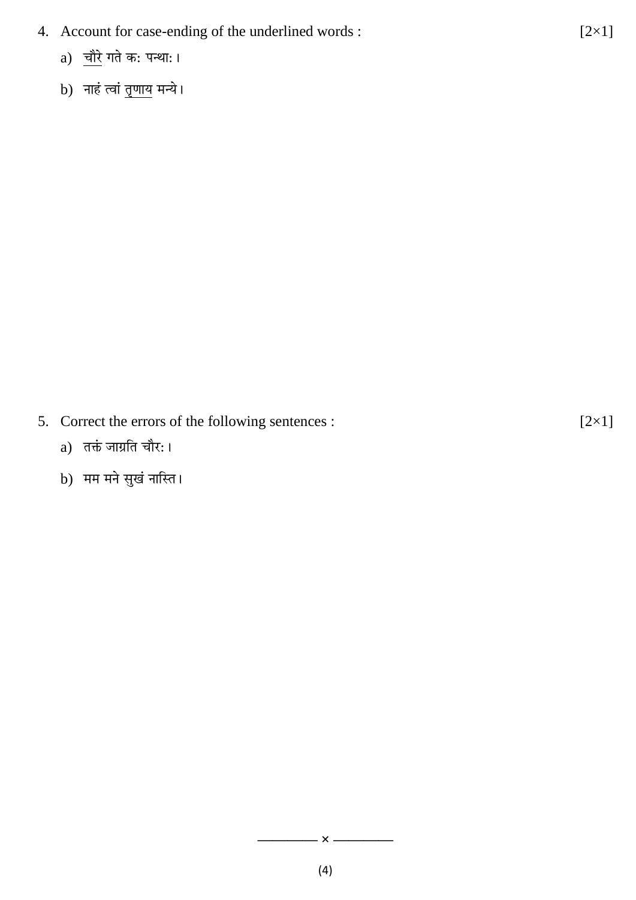4. Account for case-ending of the underlined words : [2×1]

   a) <u>चौरे</u> गते कः पन्थाः।

   b) नाहं त्वां <u>तृणाय</u> मन्ये।

5. Correct the errors of the following sentences : [2×1]

   a) तक्तं जाग्रति चौरः।

   b) मम मने सुखं नास्ति।

———— × ————